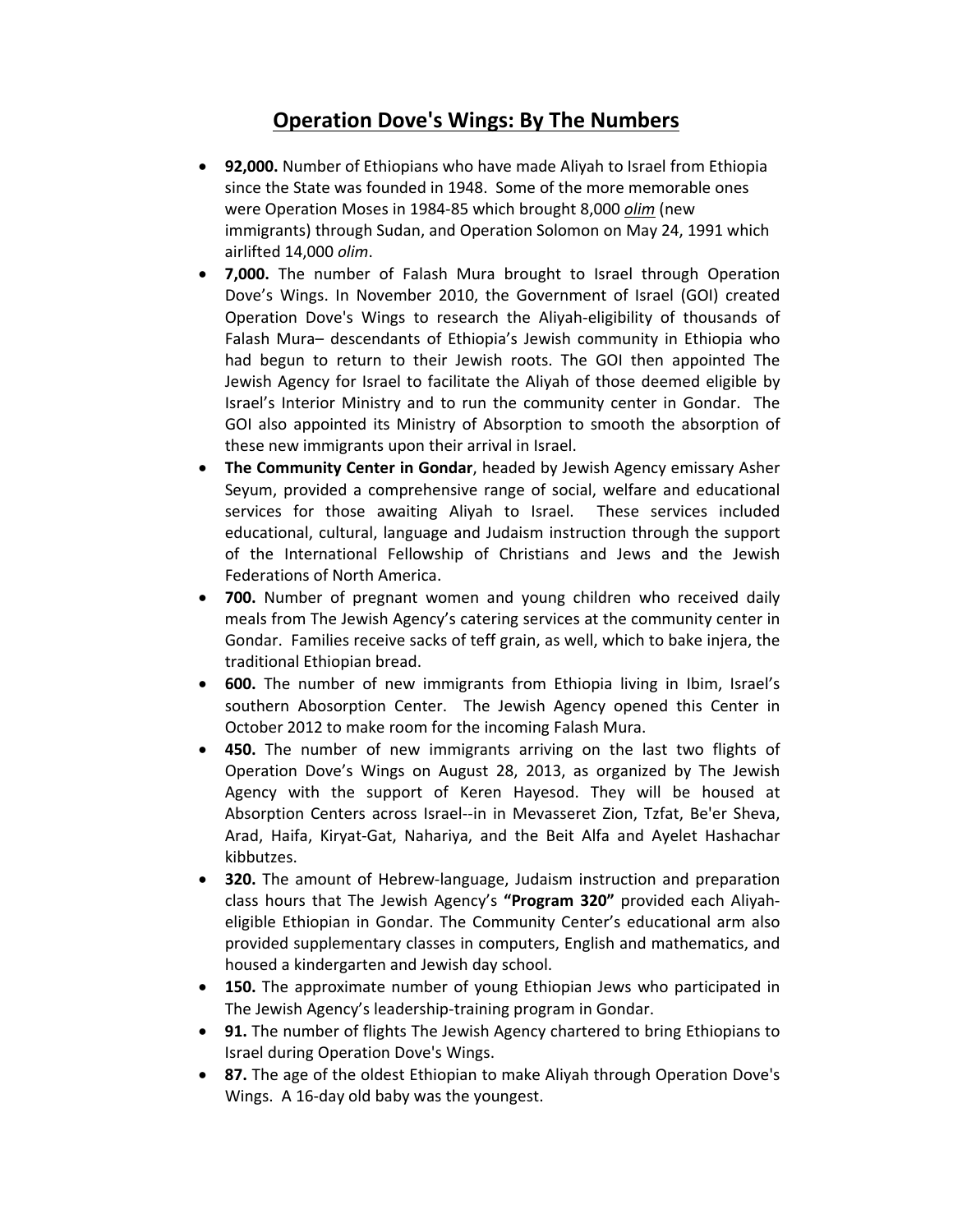# Operation Dove's Wings: By The Numbers

- **92,000.** Number of Ethiopians who have made Aliyah to Israel from Ethiopia since the State was founded in 1948. Some of the more memorable ones were Operation Moses in 1984-85 which brought 8,000 *olim* (new immigrants) through Sudan, and Operation Solomon on May 24, 1991 which airlifted 14,000 *olim*.
- **7,000.** The number of Falash Mura brought to Israel through Operation Dove's Wings. In November 2010, the Government of Israel (GOI) created Operation Dove's Wings to research the Aliyah-eligibility of thousands of Falash Mura– descendants of Ethiopia's Jewish community in Ethiopia who had begun to return to their Jewish roots. The GOI then appointed The Jewish Agency for Israel to facilitate the Aliyah of those deemed eligible by Israel's Interior Ministry and to run the community center in Gondar. The GOI also appointed its Ministry of Absorption to smooth the absorption of these new immigrants upon their arrival in Israel.
- **The Community Center in Gondar**, headed by Jewish Agency emissary Asher Seyum, provided a comprehensive range of social, welfare and educational services for those awaiting Aliyah to Israel. These services included educational, cultural, language and Judaism instruction through the support of the International Fellowship of Christians and Jews and the Jewish Federations of North America.
- **700.** Number of pregnant women and young children who received daily meals from The Jewish Agency's catering services at the community center in Gondar. Families receive sacks of teff grain, as well, which to bake injera, the traditional Ethiopian bread.
- **600.** The number of new immigrants from Ethiopia living in Ibim, Israel's southern Abosorption Center. The Jewish Agency opened this Center in October 2012 to make room for the incoming Falash Mura.
- **450.** The number of new immigrants arriving on the last two flights of Operation Dove's Wings on August 28, 2013, as organized by The Jewish Agency with the support of Keren Hayesod. They will be housed at Absorption Centers across Israel--in Mevasseret Zion, Tzfat, Be'er Sheva, Arad, Haifa, Kiryat-Gat, Nahariya, and the Beit Alfa and Ayelet Hashachar kibbutzes.
- **320.** The amount of Hebrew-language, Judaism instruction and preparation class hours that The Jewish Agency's **"Program 320"** provided each Aliyah-eligible Ethiopian in Gondar. The Community Center's educational arm also provided supplementary classes in computers, English and mathematics, and housed a kindergarten and Jewish day school.
- **150.** The approximate number of young Ethiopian Jews who participated in The Jewish Agency's leadership-training program in Gondar.
- **91.** The number of flights The Jewish Agency chartered to bring Ethiopians to Israel during Operation Dove's Wings.
- **87.** The age of the oldest Ethiopian to make Aliyah through Operation Dove's Wings. A 16-day old baby was the youngest.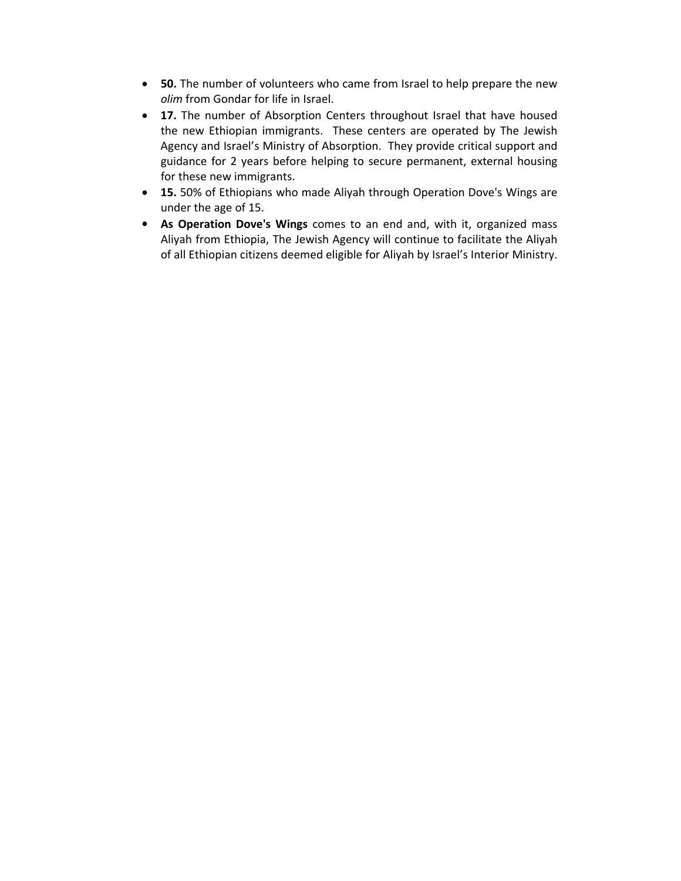- **50.** The number of volunteers who came from Israel to help prepare the new *olim* from Gondar for life in Israel.
- **17.** The number of Absorption Centers throughout Israel that have housed the new Ethiopian immigrants. These centers are operated by The Jewish Agency and Israel's Ministry of Absorption. They provide critical support and guidance for 2 years before helping to secure permanent, external housing for these new immigrants.
- **15.** 50% of Ethiopians who made Aliyah through Operation Dove's Wings are under the age of 15.
- **As Operation Dove's Wings** comes to an end and, with it, organized mass Aliyah from Ethiopia, The Jewish Agency will continue to facilitate the Aliyah of all Ethiopian citizens deemed eligible for Aliyah by Israel's Interior Ministry.